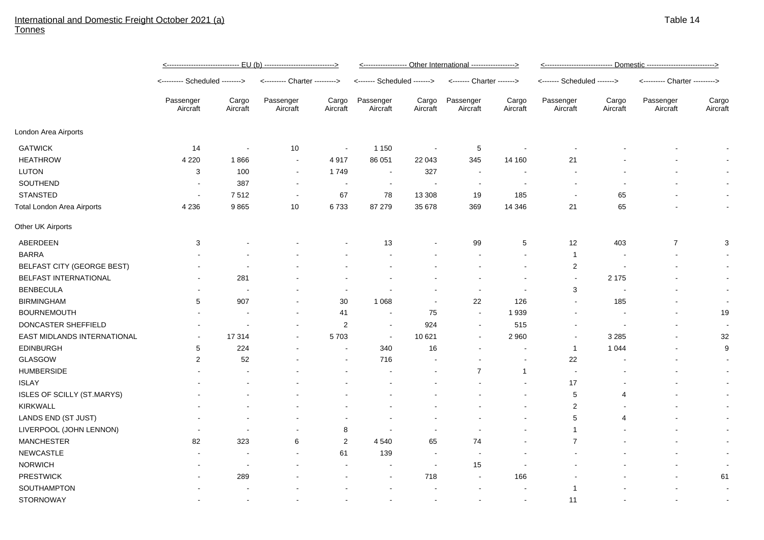International and Domestic Freight October 2021 (a)
Tonnes

Table 14

| | EU (b) | | | | Other International | | | | Domestic | | | |
|---|---|---|---|---|---|---|---|---|---|---|---|---|
| | Scheduled | | Charter | | Scheduled | | Charter | | Scheduled | | Charter | |
| | Passenger Aircraft | Cargo Aircraft | Passenger Aircraft | Cargo Aircraft | Passenger Aircraft | Cargo Aircraft | Passenger Aircraft | Cargo Aircraft | Passenger Aircraft | Cargo Aircraft | Passenger Aircraft | Cargo Aircraft |
| London Area Airports | | | | | | | | | | | | |
| GATWICK | 14 | - | 10 | - | 1 150 | - | 5 | - | - | - | - | - |
| HEATHROW | 4 220 | 1 866 | - | 4 917 | 86 051 | 22 043 | 345 | 14 160 | 21 | - | - | - |
| LUTON | 3 | 100 | - | 1 749 | - | 327 | - | - | - | - | - | - |
| SOUTHEND | - | 387 | - | - | - | - | - | - | - | - | - | - |
| STANSTED | - | 7 512 | - | 67 | 78 | 13 308 | 19 | 185 | - | 65 | - | - |
| Total London Area Airports | 4 236 | 9 865 | 10 | 6 733 | 87 279 | 35 678 | 369 | 14 346 | 21 | 65 | - | - |
| Other UK Airports | | | | | | | | | | | | |
| ABERDEEN | 3 | - | - | - | 13 | - | 99 | 5 | 12 | 403 | 7 | 3 |
| BARRA | - | - | - | - | - | - | - | - | 1 | - | - | - |
| BELFAST CITY (GEORGE BEST) | - | - | - | - | - | - | - | - | 2 | - | - | - |
| BELFAST INTERNATIONAL | - | 281 | - | - | - | - | - | - | - | 2 175 | - | - |
| BENBECULA | - | - | - | - | - | - | - | - | 3 | - | - | - |
| BIRMINGHAM | 5 | 907 | - | 30 | 1 068 | - | 22 | 126 | - | 185 | - | - |
| BOURNEMOUTH | - | - | - | 41 | - | 75 | - | 1 939 | - | - | - | 19 |
| DONCASTER SHEFFIELD | - | - | - | 2 | - | 924 | - | 515 | - | - | - | - |
| EAST MIDLANDS INTERNATIONAL | - | 17 314 | - | 5 703 | - | 10 621 | - | 2 960 | - | 3 285 | - | 32 |
| EDINBURGH | 5 | 224 | - | - | 340 | 16 | - | - | 1 | 1 044 | - | 9 |
| GLASGOW | 2 | 52 | - | - | 716 | - | - | - | 22 | - | - | - |
| HUMBERSIDE | - | - | - | - | - | - | 7 | 1 | - | - | - | - |
| ISLAY | - | - | - | - | - | - | - | - | 17 | - | - | - |
| ISLES OF SCILLY (ST.MARYS) | - | - | - | - | - | - | - | - | 5 | 4 | - | - |
| KIRKWALL | - | - | - | - | - | - | - | - | 2 | - | - | - |
| LANDS END (ST JUST) | - | - | - | - | - | - | - | - | 5 | 4 | - | - |
| LIVERPOOL (JOHN LENNON) | - | - | - | 8 | - | - | - | - | 1 | - | - | - |
| MANCHESTER | 82 | 323 | 6 | 2 | 4 540 | 65 | 74 | - | 7 | - | - | - |
| NEWCASTLE | - | - | - | 61 | 139 | - | - | - | - | - | - | - |
| NORWICH | - | - | - | - | - | - | 15 | - | - | - | - | - |
| PRESTWICK | - | 289 | - | - | - | 718 | - | 166 | - | - | - | 61 |
| SOUTHAMPTON | - | - | - | - | - | - | - | - | 1 | - | - | - |
| STORNOWAY | - | - | - | - | - | - | - | - | 11 | - | - | - |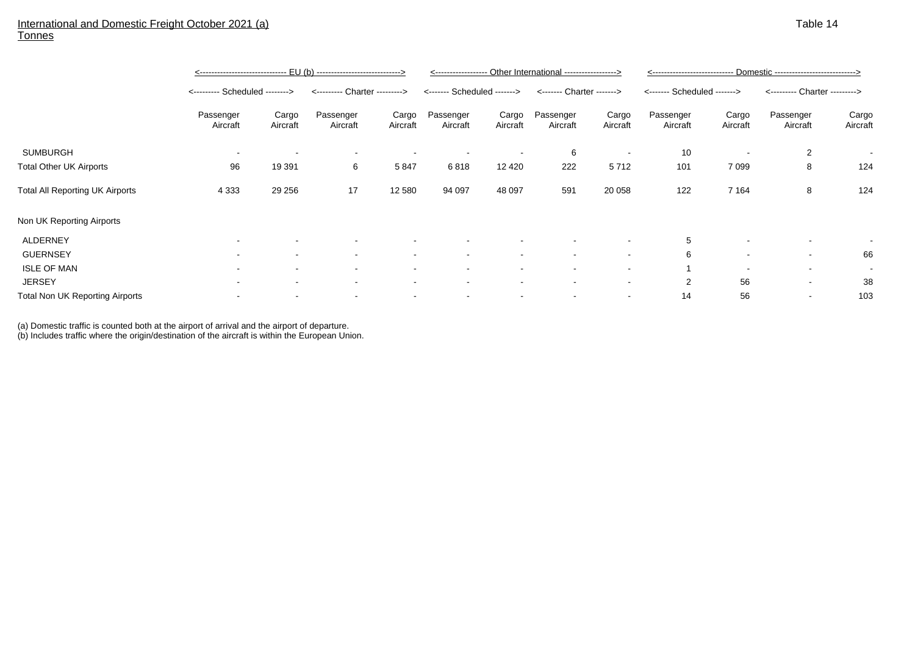International and Domestic Freight October 2021 (a)
Tonnes

Table 14

| | EU (b) | | | | Other International | | | | Domestic | | | |
|---|---|---|---|---|---|---|---|---|---|---|---|---|
| | Scheduled | | Charter | | Scheduled | | Charter | | Scheduled | | Charter | |
| | Passenger Aircraft | Cargo Aircraft | Passenger Aircraft | Cargo Aircraft | Passenger Aircraft | Cargo Aircraft | Passenger Aircraft | Cargo Aircraft | Passenger Aircraft | Cargo Aircraft | Passenger Aircraft | Cargo Aircraft |
| SUMBURGH | - | - | - | - | - | - | 6 | - | 10 | - | 2 | - |
| Total Other UK Airports | 96 | 19 391 | 6 | 5 847 | 6 818 | 12 420 | 222 | 5 712 | 101 | 7 099 | 8 | 124 |
| Total All Reporting UK Airports | 4 333 | 29 256 | 17 | 12 580 | 94 097 | 48 097 | 591 | 20 058 | 122 | 7 164 | 8 | 124 |
| Non UK Reporting Airports | | | | | | | | | | | | |
| ALDERNEY | - | - | - | - | - | - | - | - | 5 | - | - | - |
| GUERNSEY | - | - | - | - | - | - | - | - | 6 | - | - | 66 |
| ISLE OF MAN | - | - | - | - | - | - | - | - | 1 | - | - | - |
| JERSEY | - | - | - | - | - | - | - | - | 2 | 56 | - | 38 |
| Total Non UK Reporting Airports | - | - | - | - | - | - | - | - | 14 | 56 | - | 103 |

(a) Domestic traffic is counted both at the airport of arrival and the airport of departure.
(b) Includes traffic where the origin/destination of the aircraft is within the European Union.